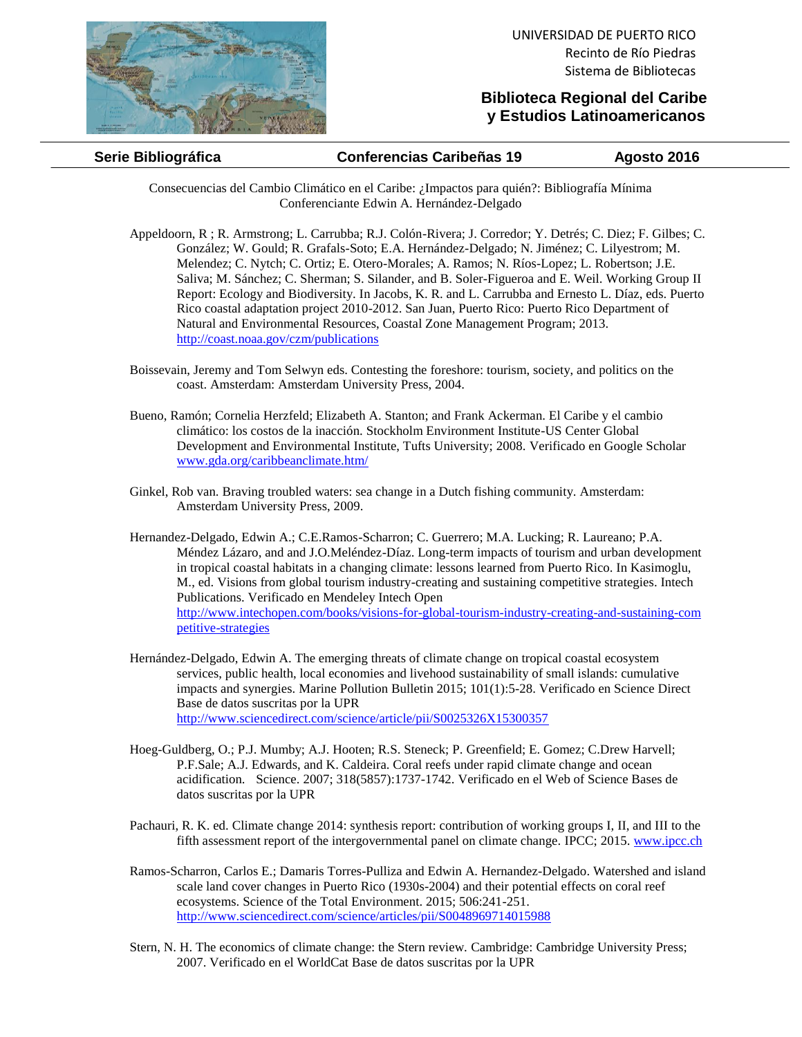UNIVERSIDAD DE PUERTO RICO
Recinto de Río Piedras
Sistema de Bibliotecas

**Biblioteca Regional del Caribe y Estudios Latinoamericanos**

**Serie Bibliográfica** | **Conferencias Caribeñas 19** | **Agosto 2016**

Consecuencias del Cambio Climático en el Caribe: ¿Impactos para quién?: Bibliografía Mínima
Conferenciante Edwin A. Hernández-Delgado

Appeldoorn, R ; R. Armstrong; L. Carrubba; R.J. Colón-Rivera; J. Corredor; Y. Detrés; C. Diez; F. Gilbes; C. González; W. Gould; R. Grafals-Soto; E.A. Hernández-Delgado; N. Jiménez; C. Lilyestrom; M. Melendez; C. Nytch; C. Ortiz; E. Otero-Morales; A. Ramos; N. Ríos-Lopez; L. Robertson; J.E. Saliva; M. Sánchez; C. Sherman; S. Silander, and B. Soler-Figueroa and E. Weil. Working Group II Report: Ecology and Biodiversity. In Jacobs, K. R. and L. Carrubba and Ernesto L. Díaz, eds. Puerto Rico coastal adaptation project 2010-2012. San Juan, Puerto Rico: Puerto Rico Department of Natural and Environmental Resources, Coastal Zone Management Program; 2013. http://coast.noaa.gov/czm/publications

Boissevain, Jeremy and Tom Selwyn eds. Contesting the foreshore: tourism, society, and politics on the coast. Amsterdam: Amsterdam University Press, 2004.

Bueno, Ramón; Cornelia Herzfeld; Elizabeth A. Stanton; and Frank Ackerman. El Caribe y el cambio climático: los costos de la inacción. Stockholm Environment Institute-US Center Global Development and Environmental Institute, Tufts University; 2008. Verificado en Google Scholar www.gda.org/caribbeanclimate.htm/

Ginkel, Rob van. Braving troubled waters: sea change in a Dutch fishing community. Amsterdam: Amsterdam University Press, 2009.

Hernandez-Delgado, Edwin A.; C.E.Ramos-Scharron; C. Guerrero; M.A. Lucking; R. Laureano; P.A. Méndez Lázaro, and and J.O.Meléndez-Díaz. Long-term impacts of tourism and urban development in tropical coastal habitats in a changing climate: lessons learned from Puerto Rico. In Kasimoglu, M., ed. Visions from global tourism industry-creating and sustaining competitive strategies. Intech Publications. Verificado en Mendeley Intech Open http://www.intechopen.com/books/visions-for-global-tourism-industry-creating-and-sustaining-competitive-strategies

Hernández-Delgado, Edwin A. The emerging threats of climate change on tropical coastal ecosystem services, public health, local economies and livehood sustainability of small islands: cumulative impacts and synergies. Marine Pollution Bulletin 2015; 101(1):5-28. Verificado en Science Direct Base de datos suscritas por la UPR http://www.sciencedirect.com/science/article/pii/S0025326X15300357

Hoeg-Guldberg, O.; P.J. Mumby; A.J. Hooten; R.S. Steneck; P. Greenfield; E. Gomez; C.Drew Harvell; P.F.Sale; A.J. Edwards, and K. Caldeira. Coral reefs under rapid climate change and ocean acidification. Science. 2007; 318(5857):1737-1742. Verificado en el Web of Science Bases de datos suscritas por la UPR

Pachauri, R. K. ed. Climate change 2014: synthesis report: contribution of working groups I, II, and III to the fifth assessment report of the intergovernmental panel on climate change. IPCC; 2015. www.ipcc.ch

Ramos-Scharron, Carlos E.; Damaris Torres-Pulliza and Edwin A. Hernandez-Delgado. Watershed and island scale land cover changes in Puerto Rico (1930s-2004) and their potential effects on coral reef ecosystems. Science of the Total Environment. 2015; 506:241-251. http://www.sciencedirect.com/science/articles/pii/S0048969714015988

Stern, N. H. The economics of climate change: the Stern review. Cambridge: Cambridge University Press; 2007. Verificado en el WorldCat Base de datos suscritas por la UPR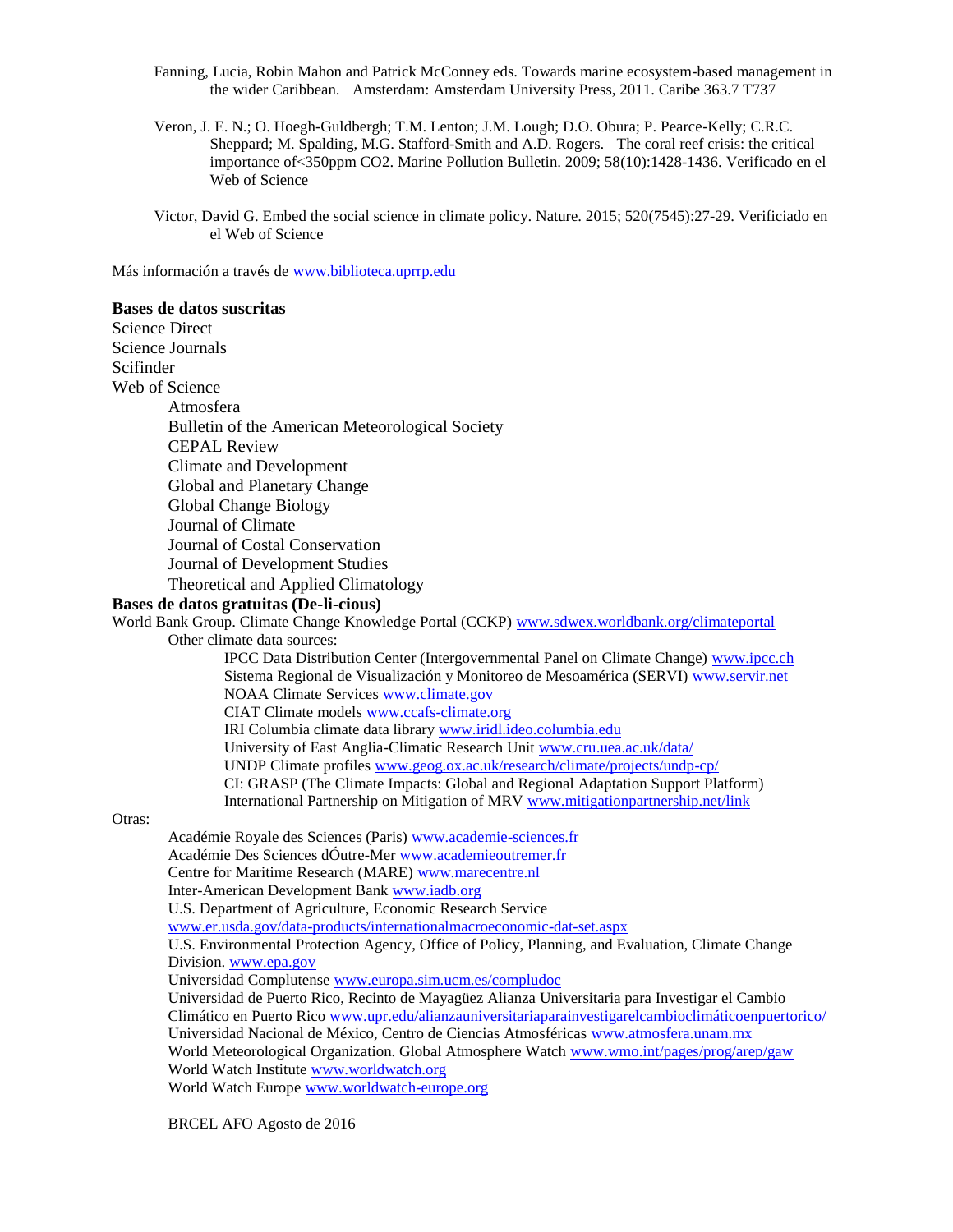Fanning, Lucia, Robin Mahon and Patrick McConney eds. Towards marine ecosystem-based management in the wider Caribbean. Amsterdam: Amsterdam University Press, 2011. Caribe 363.7 T737

Veron, J. E. N.; O. Hoegh-Guldbergh; T.M. Lenton; J.M. Lough; D.O. Obura; P. Pearce-Kelly; C.R.C. Sheppard; M. Spalding, M.G. Stafford-Smith and A.D. Rogers. The coral reef crisis: the critical importance of<350ppm CO2. Marine Pollution Bulletin. 2009; 58(10):1428-1436. Verificado en el Web of Science

Victor, David G. Embed the social science in climate policy. Nature. 2015; 520(7545):27-29. Verificiado en el Web of Science

Más información a través de www.biblioteca.uprrp.edu

**Bases de datos suscritas**

Science Direct
Science Journals
Scifinder
Web of Science

- Atmosfera
- Bulletin of the American Meteorological Society
- CEPAL Review
- Climate and Development
- Global and Planetary Change
- Global Change Biology
- Journal of Climate
- Journal of Costal Conservation
- Journal of Development Studies
- Theoretical and Applied Climatology

**Bases de datos gratuitas (De-li-cious)**

World Bank Group. Climate Change Knowledge Portal (CCKP) www.sdwex.worldbank.org/climateportal

Other climate data sources:

- IPCC Data Distribution Center (Intergovernmental Panel on Climate Change) www.ipcc.ch
- Sistema Regional de Visualización y Monitoreo de Mesoamérica (SERVI) www.servir.net
- NOAA Climate Services www.climate.gov
- CIAT Climate models www.ccafs-climate.org
- IRI Columbia climate data library www.iridl.ideo.columbia.edu
- University of East Anglia-Climatic Research Unit www.cru.uea.ac.uk/data/
- UNDP Climate profiles www.geog.ox.ac.uk/research/climate/projects/undp-cp/
- CI: GRASP (The Climate Impacts: Global and Regional Adaptation Support Platform)
- International Partnership on Mitigation of MRV www.mitigationpartnership.net/link

Otras:

- Académie Royale des Sciences (Paris) www.academie-sciences.fr
- Académie Des Sciences dÓutre-Mer www.academieoutremer.fr
- Centre for Maritime Research (MARE) www.marecentre.nl
- Inter-American Development Bank www.iadb.org
- U.S. Department of Agriculture, Economic Research Service www.er.usda.gov/data-products/internationalmacroeconomic-dat-set.aspx
- U.S. Environmental Protection Agency, Office of Policy, Planning, and Evaluation, Climate Change Division. www.epa.gov
- Universidad Complutense www.europa.sim.ucm.es/compludoc
- Universidad de Puerto Rico, Recinto de Mayagüez Alianza Universitaria para Investigar el Cambio Climático en Puerto Rico www.upr.edu/alianzauniversitariaparainvestigarelcambioclimáticoenpuertorico/
- Universidad Nacional de México, Centro de Ciencias Atmosféricas www.atmosfera.unam.mx
- World Meteorological Organization. Global Atmosphere Watch www.wmo.int/pages/prog/arep/gaw
- World Watch Institute www.worldwatch.org
- World Watch Europe www.worldwatch-europe.org

BRCEL AFO Agosto de 2016